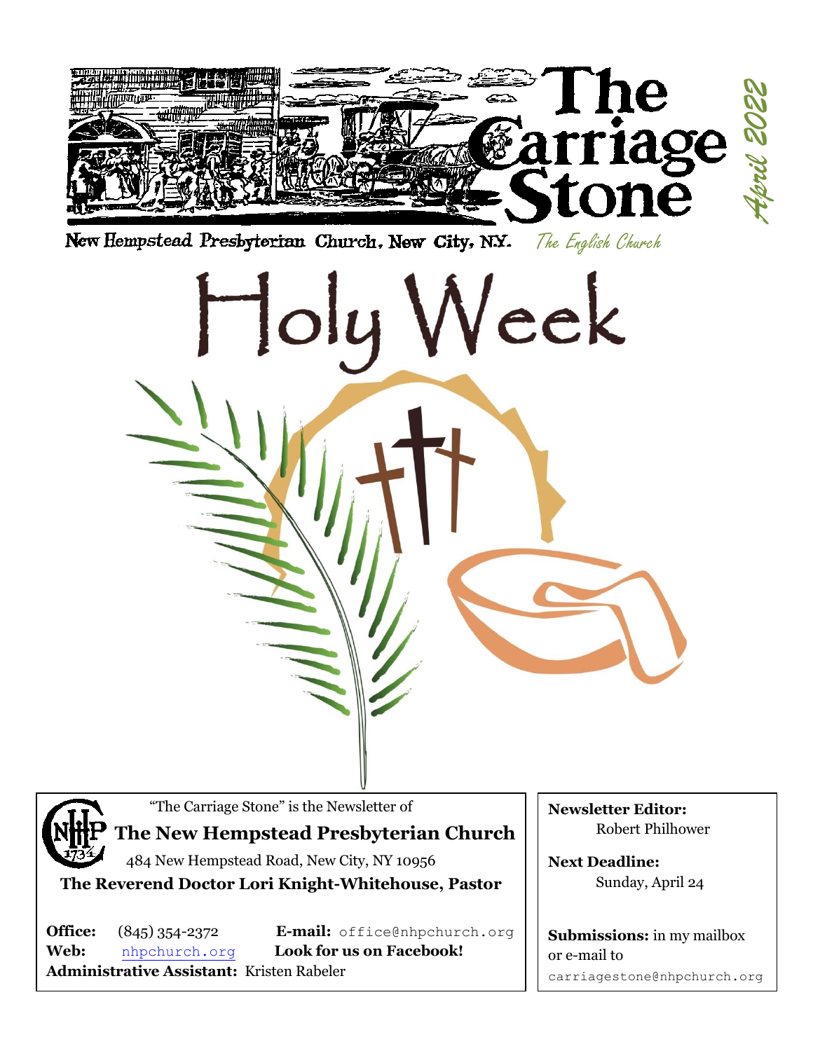# The Carriage Stone

*April 2022*

New Hempstead Presbyterian Church, New City, N.Y. *The English Church*

# Holy Week

"The Carriage Stone" is the Newsletter of

**The New Hempstead Presbyterian Church**

484 New Hempstead Road, New City, NY 10956

**The Reverend Doctor Lori Knight-Whitehouse, Pastor**

**Office:** (845) 354-2372 **E-mail:** office@nhpchurch.org

**Web:** nhpchurch.org **Look for us on Facebook!**

**Administrative Assistant:** Kristen Rabeler

**Newsletter Editor:** Robert Philhower

**Next Deadline:** Sunday, April 24

**Submissions:** in my mailbox or e-mail to carriagestone@nhpchurch.org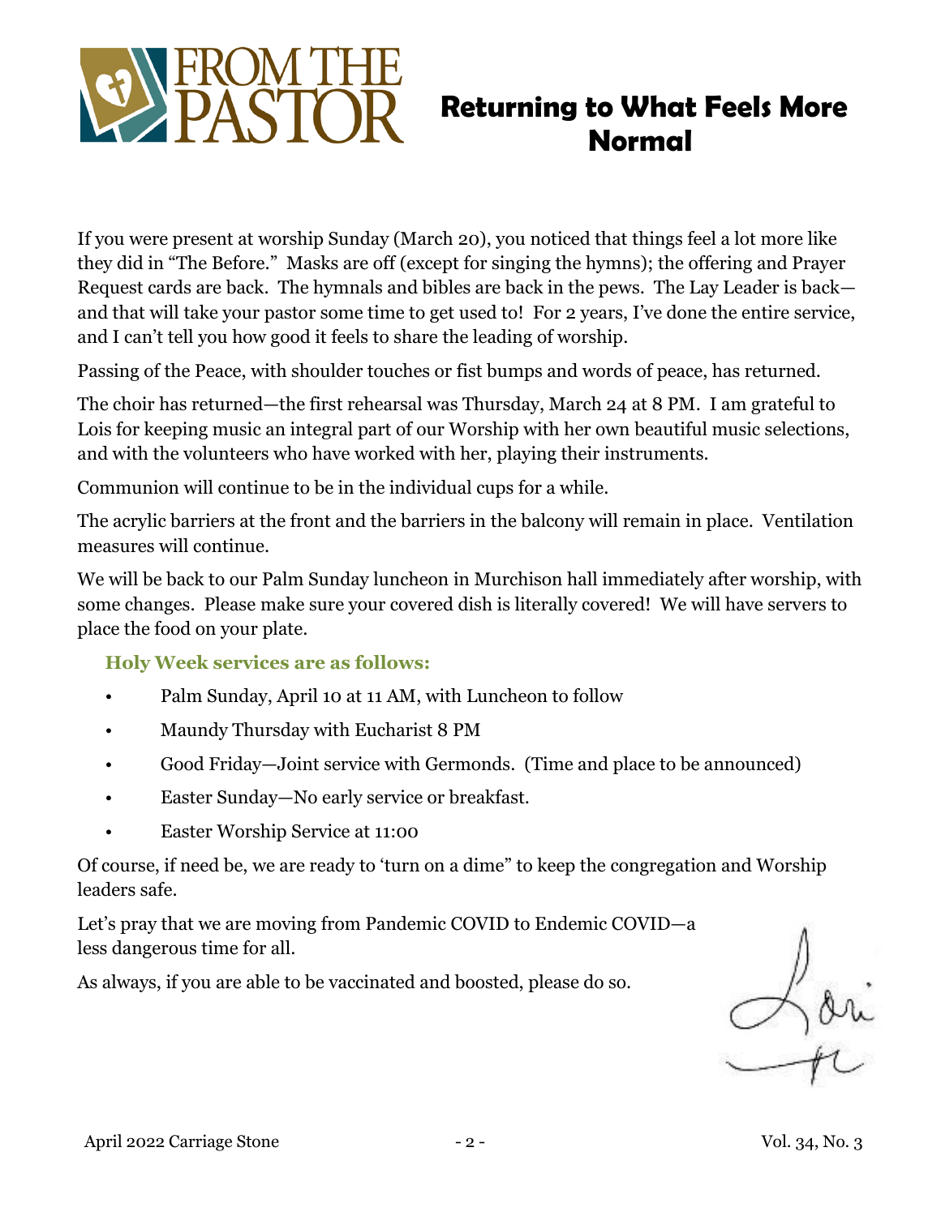# FROM THE PASTOR

## Returning to What Feels More Normal

If you were present at worship Sunday (March 20), you noticed that things feel a lot more like they did in “The Before.” Masks are off (except for singing the hymns); the offering and Prayer Request cards are back. The hymnals and bibles are back in the pews. The Lay Leader is back—and that will take your pastor some time to get used to! For 2 years, I’ve done the entire service, and I can’t tell you how good it feels to share the leading of worship.

Passing of the Peace, with shoulder touches or fist bumps and words of peace, has returned.

The choir has returned—the first rehearsal was Thursday, March 24 at 8 PM. I am grateful to Lois for keeping music an integral part of our Worship with her own beautiful music selections, and with the volunteers who have worked with her, playing their instruments.

Communion will continue to be in the individual cups for a while.

The acrylic barriers at the front and the barriers in the balcony will remain in place. Ventilation measures will continue.

We will be back to our Palm Sunday luncheon in Murchison hall immediately after worship, with some changes. Please make sure your covered dish is literally covered! We will have servers to place the food on your plate.

### Holy Week services are as follows:

- Palm Sunday, April 10 at 11 AM, with Luncheon to follow
- Maundy Thursday with Eucharist 8 PM
- Good Friday—Joint service with Germonds. (Time and place to be announced)
- Easter Sunday—No early service or breakfast.
- Easter Worship Service at 11:00

Of course, if need be, we are ready to ‘turn on a dime” to keep the congregation and Worship leaders safe.

Let’s pray that we are moving from Pandemic COVID to Endemic COVID—a less dangerous time for all.

As always, if you are able to be vaccinated and boosted, please do so.

Lori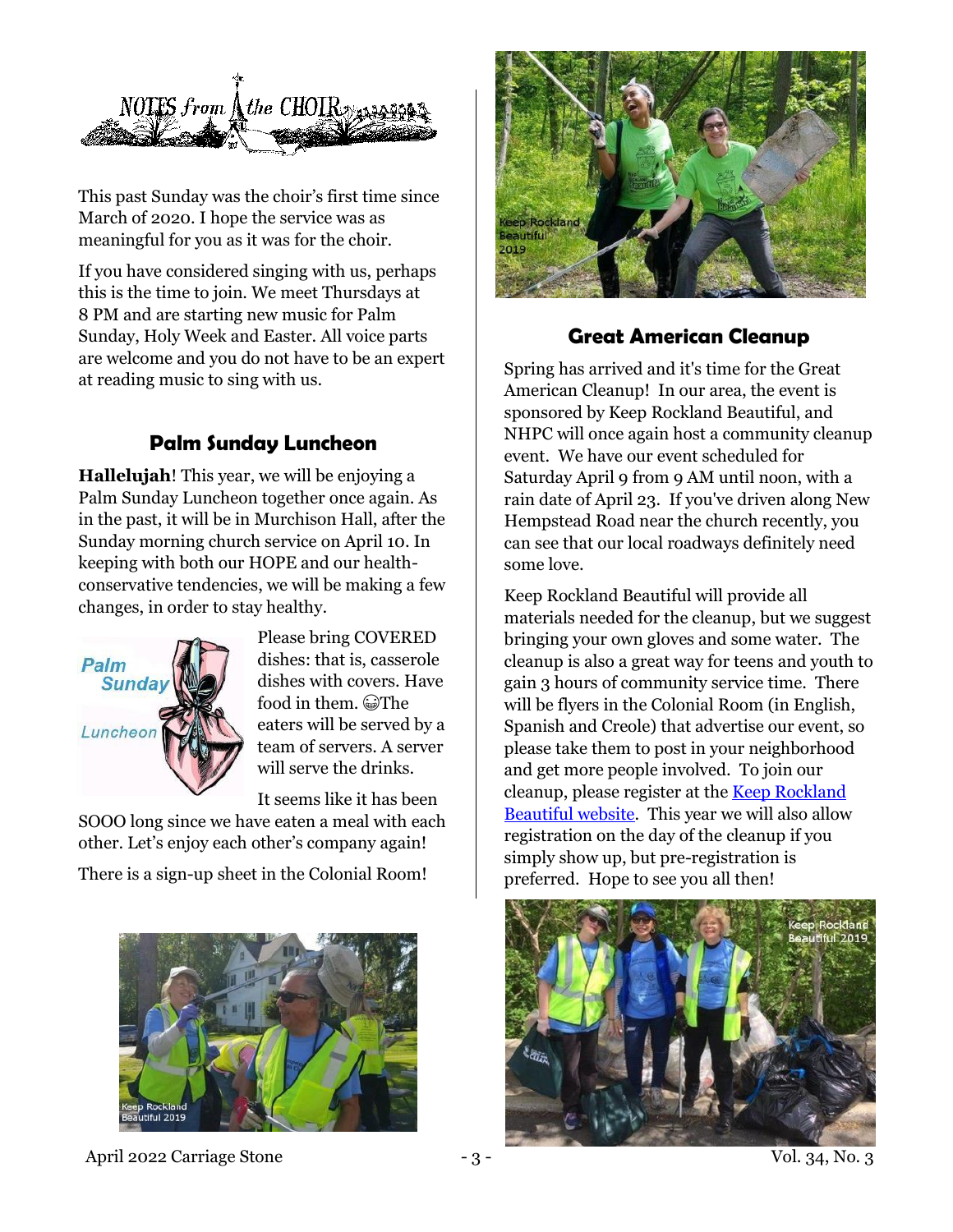# NOTES from the CHOIR

This past Sunday was the choir's first time since March of 2020. I hope the service was as meaningful for you as it was for the choir.

If you have considered singing with us, perhaps this is the time to join. We meet Thursdays at 8 PM and are starting new music for Palm Sunday, Holy Week and Easter. All voice parts are welcome and you do not have to be an expert at reading music to sing with us.

## Palm Sunday Luncheon

**Hallelujah**! This year, we will be enjoying a Palm Sunday Luncheon together once again. As in the past, it will be in Murchison Hall, after the Sunday morning church service on April 10. In keeping with both our HOPE and our health-conservative tendencies, we will be making a few changes, in order to stay healthy.

Please bring COVERED dishes: that is, casserole dishes with covers. Have food in them. 😁The eaters will be served by a team of servers. A server will serve the drinks.

It seems like it has been SOOO long since we have eaten a meal with each other. Let's enjoy each other's company again!

There is a sign-up sheet in the Colonial Room!

Keep Rockland Beautiful 2019

## Great American Cleanup

Spring has arrived and it's time for the Great American Cleanup! In our area, the event is sponsored by Keep Rockland Beautiful, and NHPC will once again host a community cleanup event. We have our event scheduled for Saturday April 9 from 9 AM until noon, with a rain date of April 23. If you've driven along New Hempstead Road near the church recently, you can see that our local roadways definitely need some love.

Keep Rockland Beautiful will provide all materials needed for the cleanup, but we suggest bringing your own gloves and some water. The cleanup is also a great way for teens and youth to gain 3 hours of community service time. There will be flyers in the Colonial Room (in English, Spanish and Creole) that advertise our event, so please take them to post in your neighborhood and get more people involved. To join our cleanup, please register at the Keep Rockland Beautiful website. This year we will also allow registration on the day of the cleanup if you simply show up, but pre-registration is preferred. Hope to see you all then!

Keep Rockland Beautiful 2019

Keep Rockland Beautiful 2019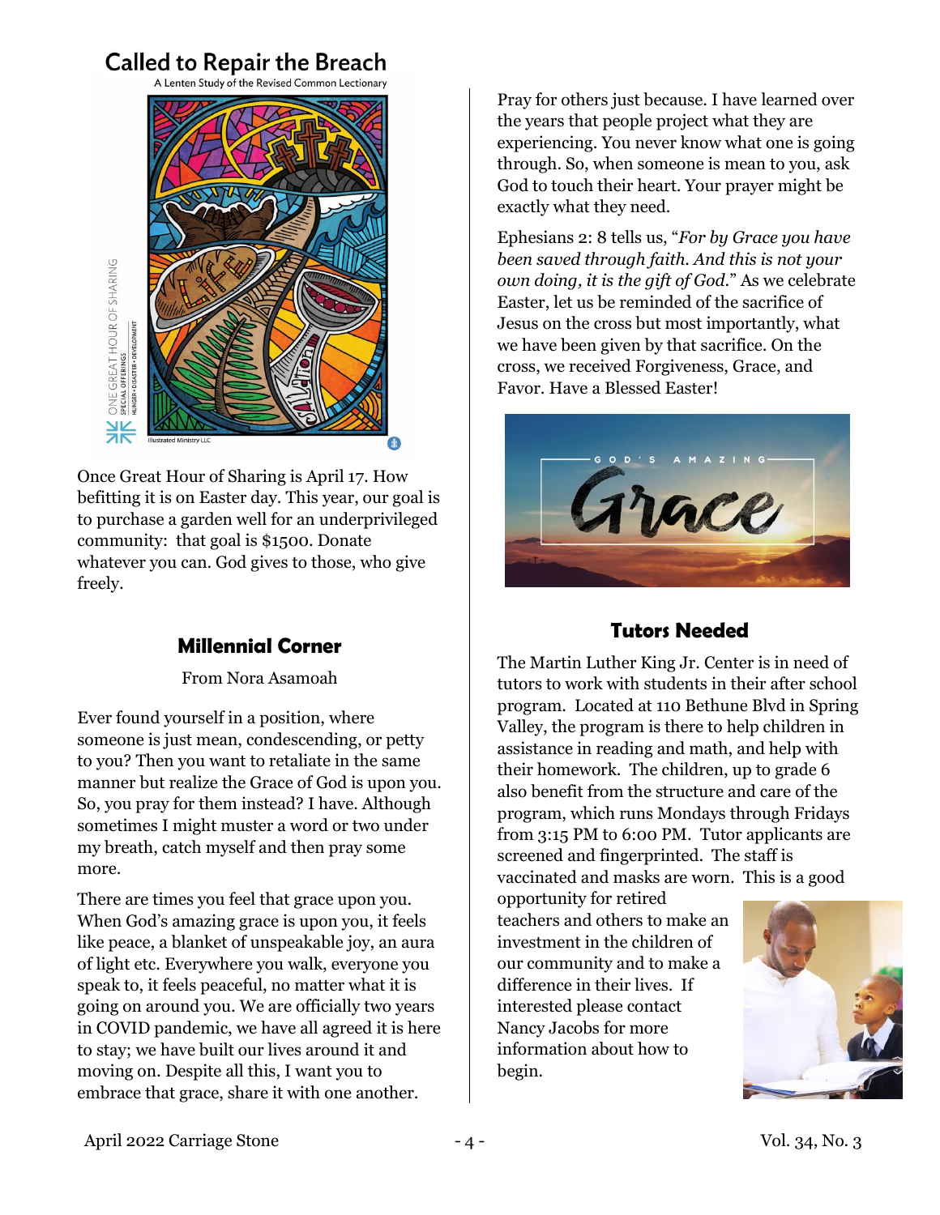## Called to Repair the Breach

A Lenten Study of the Revised Common Lectionary

Once Great Hour of Sharing is April 17. How befitting it is on Easter day. This year, our goal is to purchase a garden well for an underprivileged community: that goal is $1500. Donate whatever you can. God gives to those, who give freely.

### Millennial Corner

From Nora Asamoah

Ever found yourself in a position, where someone is just mean, condescending, or petty to you? Then you want to retaliate in the same manner but realize the Grace of God is upon you. So, you pray for them instead? I have. Although sometimes I might muster a word or two under my breath, catch myself and then pray some more.

There are times you feel that grace upon you. When God's amazing grace is upon you, it feels like peace, a blanket of unspeakable joy, an aura of light etc. Everywhere you walk, everyone you speak to, it feels peaceful, no matter what it is going on around you. We are officially two years in COVID pandemic, we have all agreed it is here to stay; we have built our lives around it and moving on. Despite all this, I want you to embrace that grace, share it with one another.

Pray for others just because. I have learned over the years that people project what they are experiencing. You never know what one is going through. So, when someone is mean to you, ask God to touch their heart. Your prayer might be exactly what they need.

Ephesians 2: 8 tells us, "*For by Grace you have been saved through faith. And this is not your own doing, it is the gift of God.*" As we celebrate Easter, let us be reminded of the sacrifice of Jesus on the cross but most importantly, what we have been given by that sacrifice. On the cross, we received Forgiveness, Grace, and Favor. Have a Blessed Easter!

### Tutors Needed

The Martin Luther King Jr. Center is in need of tutors to work with students in their after school program. Located at 110 Bethune Blvd in Spring Valley, the program is there to help children in assistance in reading and math, and help with their homework. The children, up to grade 6 also benefit from the structure and care of the program, which runs Mondays through Fridays from 3:15 PM to 6:00 PM. Tutor applicants are screened and fingerprinted. The staff is vaccinated and masks are worn. This is a good opportunity for retired teachers and others to make an investment in the children of our community and to make a difference in their lives. If interested please contact Nancy Jacobs for more information about how to begin.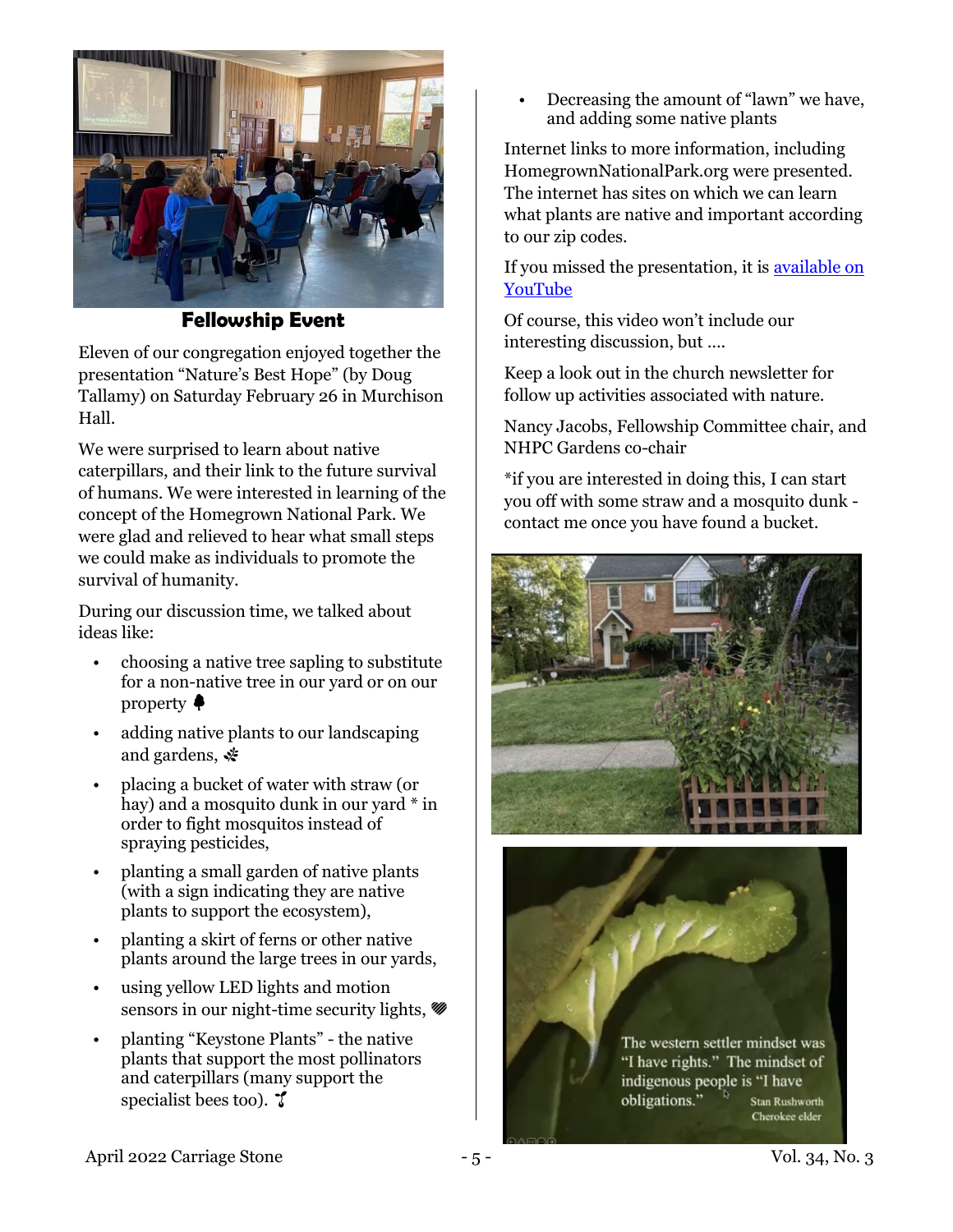## Fellowship Event

Eleven of our congregation enjoyed together the presentation "Nature's Best Hope" (by Doug Tallamy) on Saturday February 26 in Murchison Hall.

We were surprised to learn about native caterpillars, and their link to the future survival of humans. We were interested in learning of the concept of the Homegrown National Park. We were glad and relieved to hear what small steps we could make as individuals to promote the survival of humanity.

During our discussion time, we talked about ideas like:

- choosing a native tree sapling to substitute for a non-native tree in our yard or on our property
- adding native plants to our landscaping and gardens,
- placing a bucket of water with straw (or hay) and a mosquito dunk in our yard * in order to fight mosquitos instead of spraying pesticides,
- planting a small garden of native plants (with a sign indicating they are native plants to support the ecosystem),
- planting a skirt of ferns or other native plants around the large trees in our yards,
- using yellow LED lights and motion sensors in our night-time security lights,
- planting "Keystone Plants" - the native plants that support the most pollinators and caterpillars (many support the specialist bees too).
- Decreasing the amount of "lawn" we have, and adding some native plants

Internet links to more information, including HomegrownNationalPark.org were presented. The internet has sites on which we can learn what plants are native and important according to our zip codes.

If you missed the presentation, it is [available on YouTube]()

Of course, this video won't include our interesting discussion, but ….

Keep a look out in the church newsletter for follow up activities associated with nature.

Nancy Jacobs, Fellowship Committee chair, and NHPC Gardens co-chair

*if you are interested in doing this, I can start you off with some straw and a mosquito dunk - contact me once you have found a bucket.